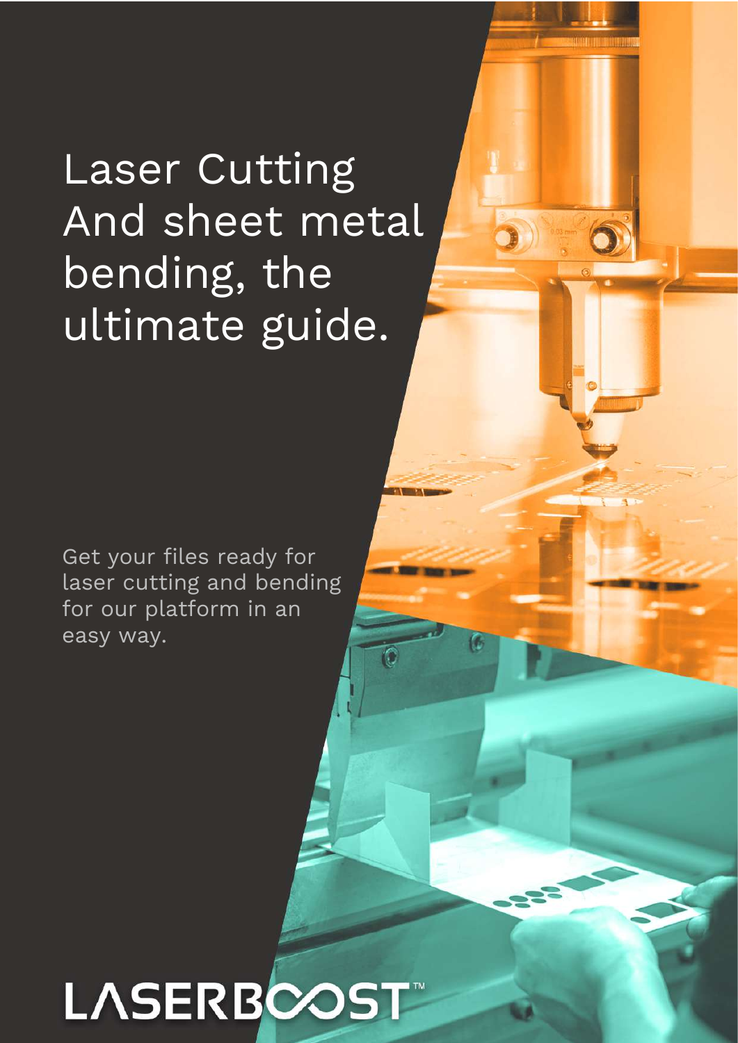# Laser Cutting And sheet metal bending, the ultimate guide.

Get your files ready for laser cutting and bending for our platform in an easy way.

LASERBOOST™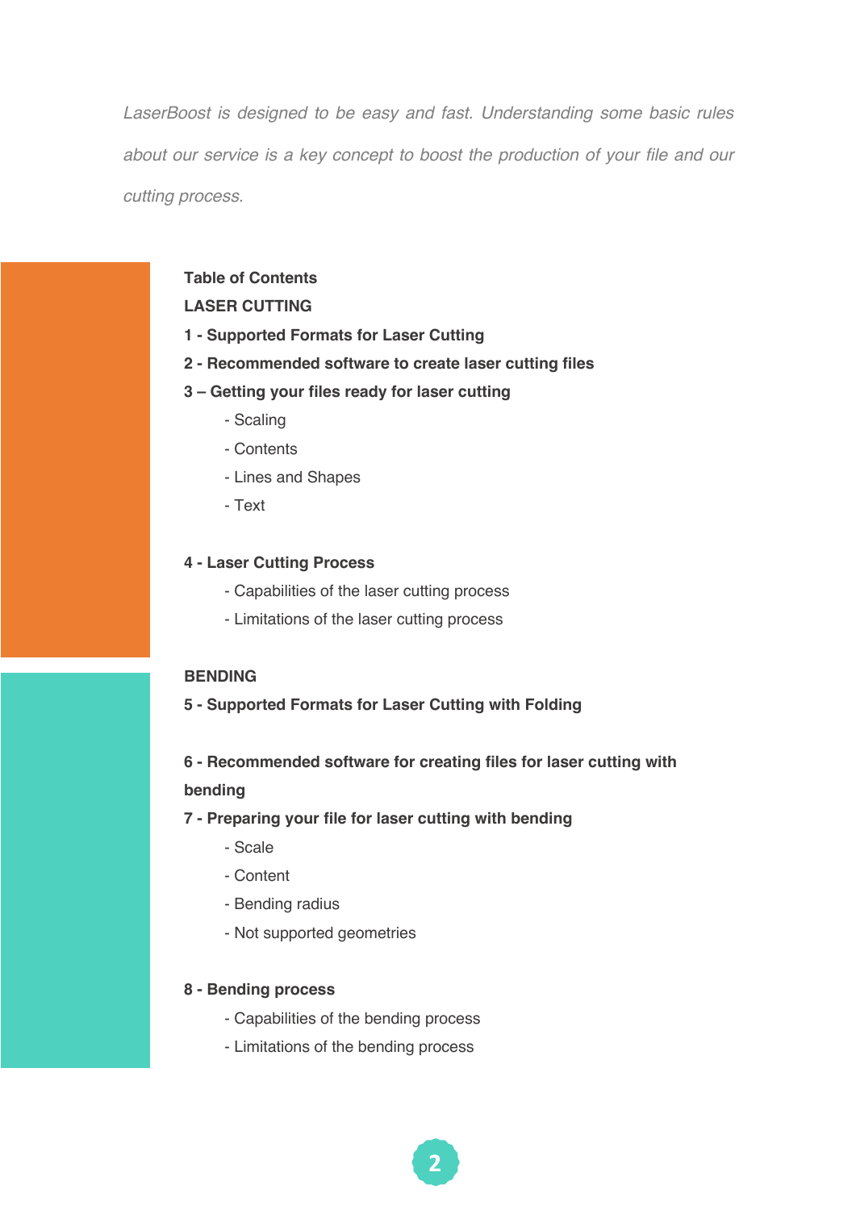*LaserBoost is designed to be easy and fast. Understanding some basic rules about our service is a key concept to boost the production of your file and our cutting process.*

**Table of Contents**

**LASER CUTTING**

**1 - Supported Formats for Laser Cutting**

**2 - Recommended software to create laser cutting files**

**3 – Getting your files ready for laser cutting**

- Scaling
- Contents
- Lines and Shapes
- Text

**4 - Laser Cutting Process**

- Capabilities of the laser cutting process
- Limitations of the laser cutting process

**BENDING**

**5 - Supported Formats for Laser Cutting with Folding**

**6 - Recommended software for creating files for laser cutting with bending**

**7 - Preparing your file for laser cutting with bending**

- Scale
- Content
- Bending radius
- Not supported geometries

**8 - Bending process**

- Capabilities of the bending process
- Limitations of the bending process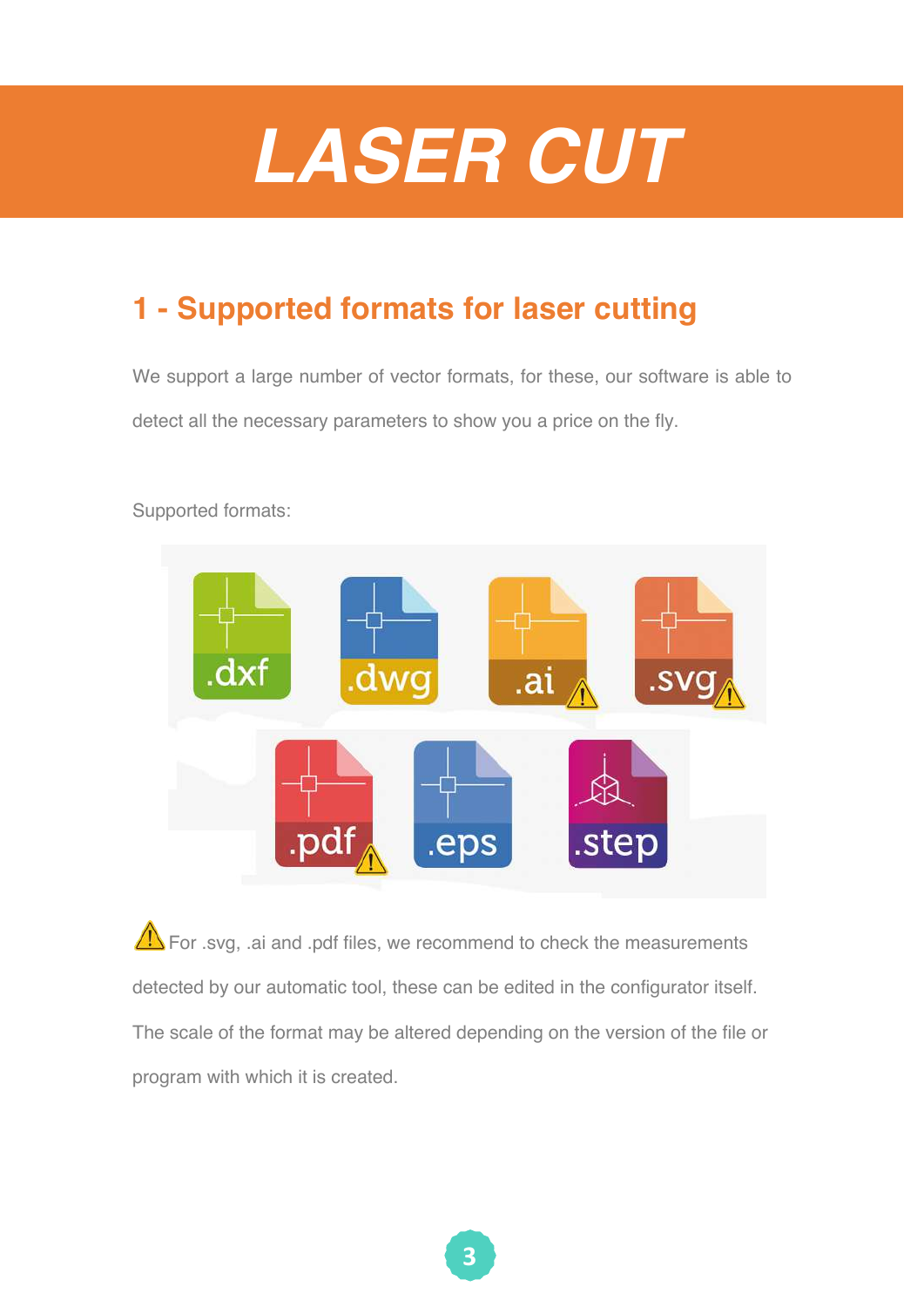# LASER CUT

## 1 - Supported formats for laser cutting

We support a large number of vector formats, for these, our software is able to detect all the necessary parameters to show you a price on the fly.

Supported formats:

.dxf .dwg .ai .svg .pdf .eps .step

⚠ For .svg, .ai and .pdf files, we recommend to check the measurements detected by our automatic tool, these can be edited in the configurator itself. The scale of the format may be altered depending on the version of the file or program with which it is created.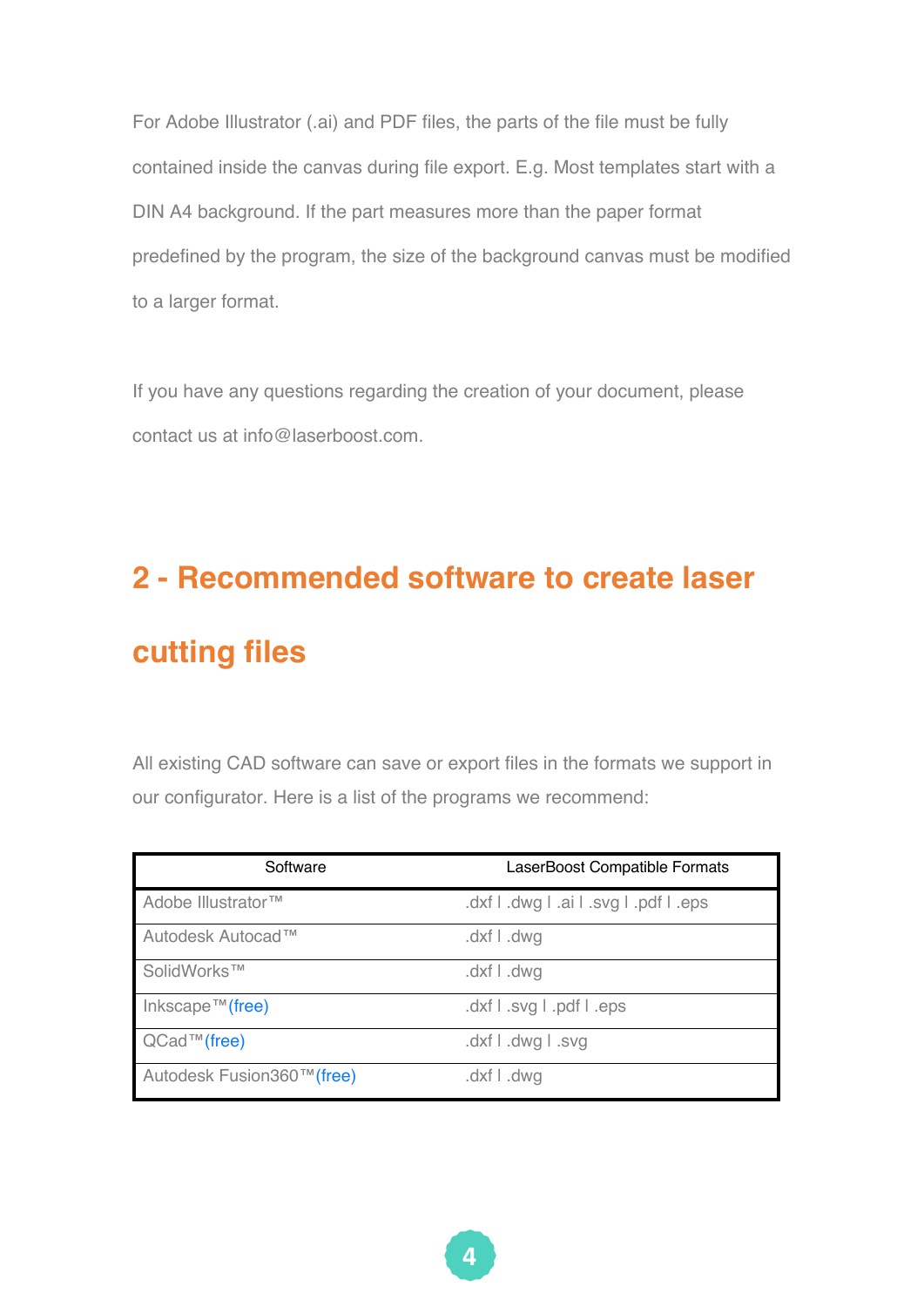For Adobe Illustrator (.ai) and PDF files, the parts of the file must be fully contained inside the canvas during file export. E.g. Most templates start with a DIN A4 background. If the part measures more than the paper format predefined by the program, the size of the background canvas must be modified to a larger format.

If you have any questions regarding the creation of your document, please contact us at info@laserboost.com.

## 2 - Recommended software to create laser cutting files

All existing CAD software can save or export files in the formats we support in our configurator. Here is a list of the programs we recommend:

| Software | LaserBoost Compatible Formats |
| --- | --- |
| Adobe Illustrator™ | .dxf l .dwg l .ai l .svg l .pdf l .eps |
| Autodesk Autocad™ | .dxf l .dwg |
| SolidWorks™ | .dxf l .dwg |
| Inkscape™ (free) | .dxf l .svg l .pdf l .eps |
| QCad™ (free) | .dxf l .dwg l .svg |
| Autodesk Fusion360™ (free) | .dxf l .dwg |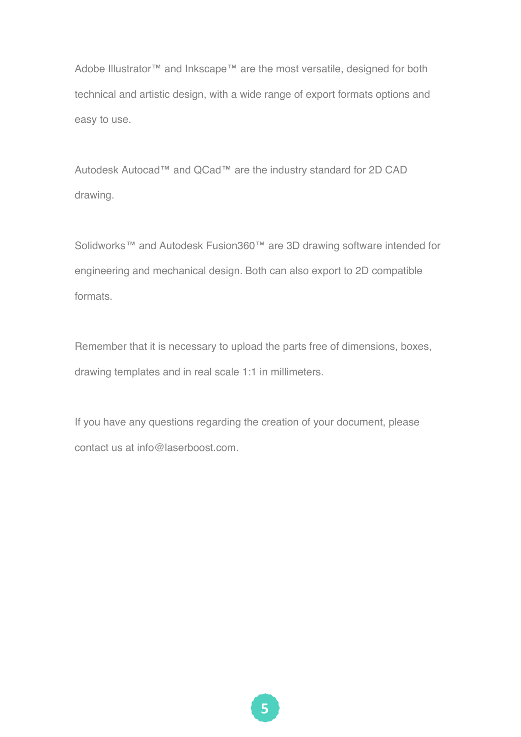Adobe Illustrator™ and Inkscape™ are the most versatile, designed for both technical and artistic design, with a wide range of export formats options and easy to use.

Autodesk Autocad™ and QCad™ are the industry standard for 2D CAD drawing.

Solidworks™ and Autodesk Fusion360™ are 3D drawing software intended for engineering and mechanical design. Both can also export to 2D compatible formats.

Remember that it is necessary to upload the parts free of dimensions, boxes, drawing templates and in real scale 1:1 in millimeters.

If you have any questions regarding the creation of your document, please contact us at info@laserboost.com.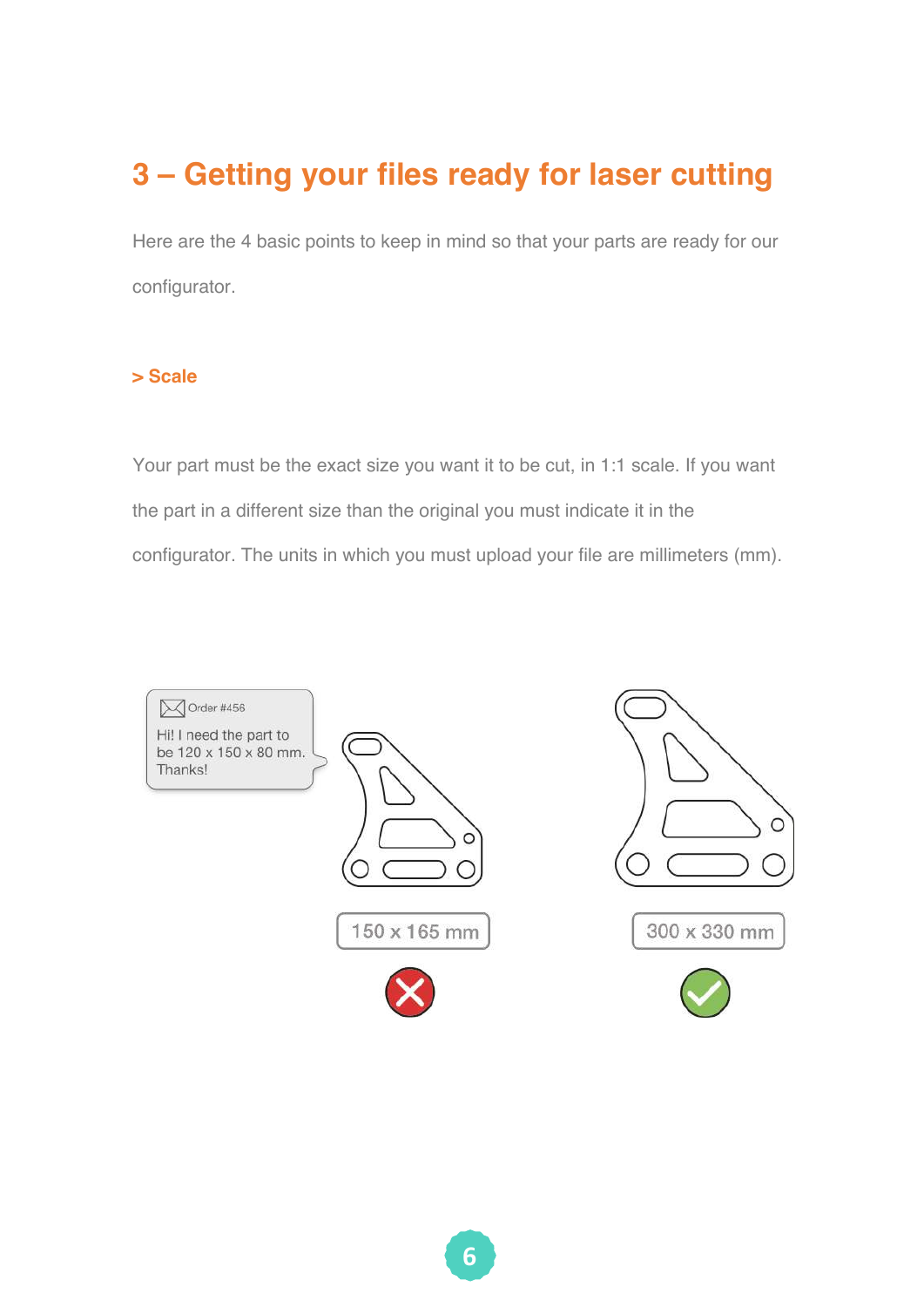# 3 – Getting your files ready for laser cutting

Here are the 4 basic points to keep in mind so that your parts are ready for our configurator.

## > Scale

Your part must be the exact size you want it to be cut, in 1:1 scale. If you want the part in a different size than the original you must indicate it in the configurator. The units in which you must upload your file are millimeters (mm).

Order #456

Hi! I need the part to be 120 x 150 x 80 mm. Thanks!

150 x 165 mm

300 x 330 mm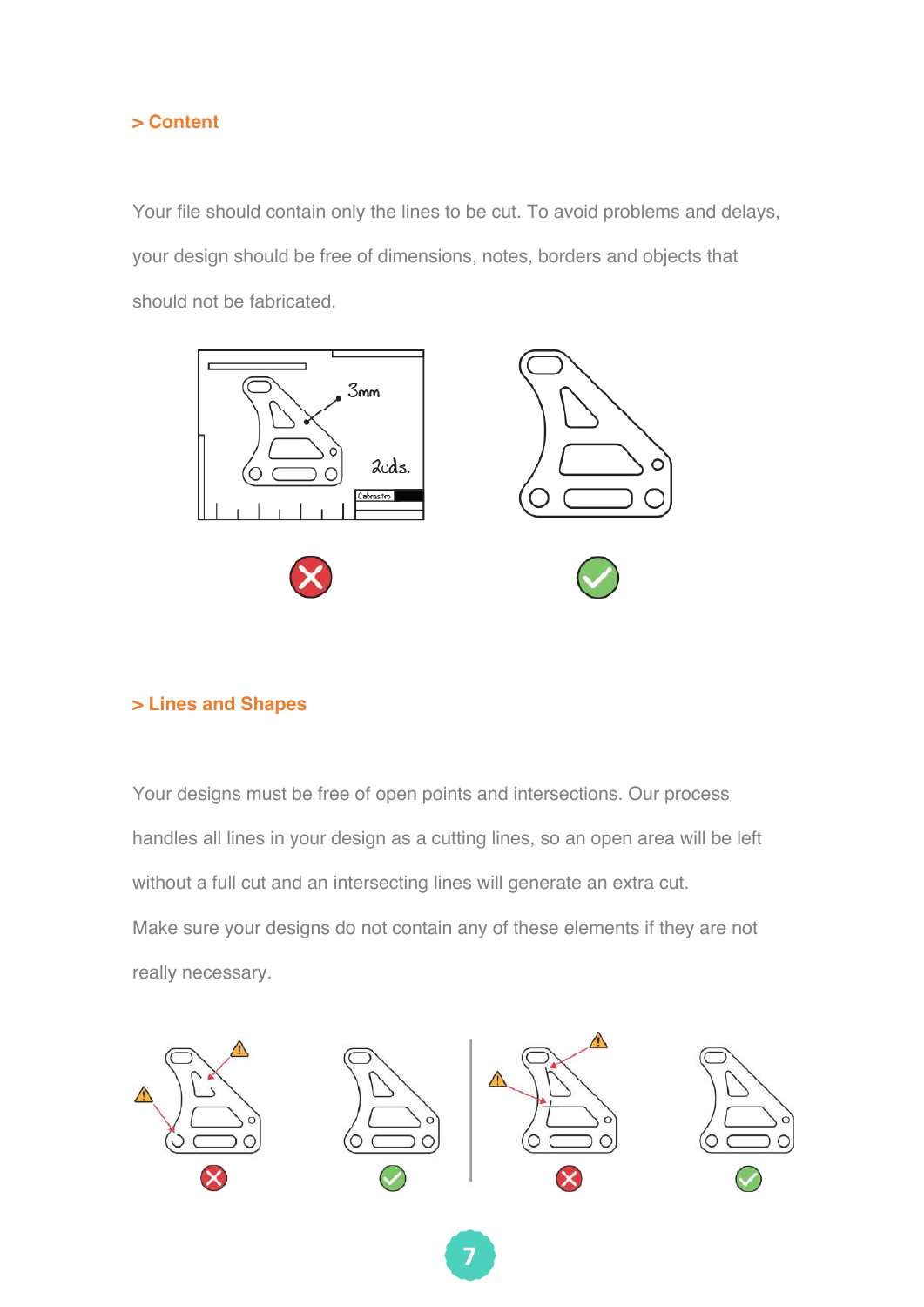## > Content

Your file should contain only the lines to be cut. To avoid problems and delays, your design should be free of dimensions, notes, borders and objects that should not be fabricated.

## > Lines and Shapes

Your designs must be free of open points and intersections. Our process handles all lines in your design as a cutting lines, so an open area will be left without a full cut and an intersecting lines will generate an extra cut.
Make sure your designs do not contain any of these elements if they are not really necessary.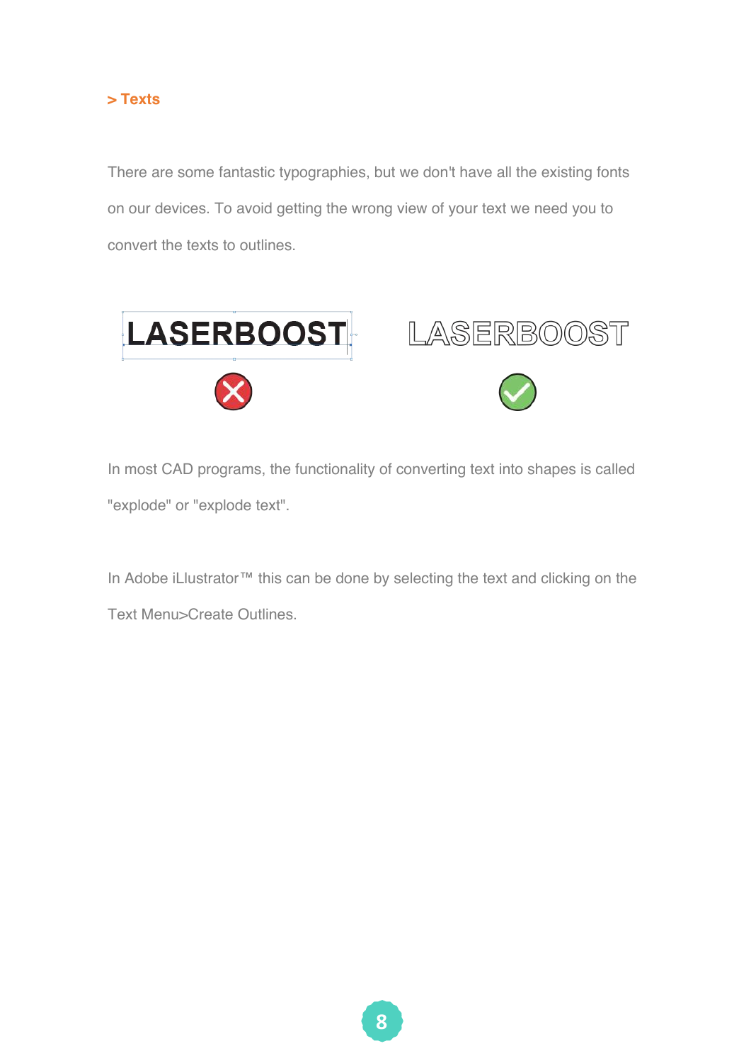> Texts

There are some fantastic typographies, but we don't have all the existing fonts on our devices. To avoid getting the wrong view of your text we need you to convert the texts to outlines.

In most CAD programs, the functionality of converting text into shapes is called "explode" or "explode text".

In Adobe iLlustrator™ this can be done by selecting the text and clicking on the Text Menu>Create Outlines.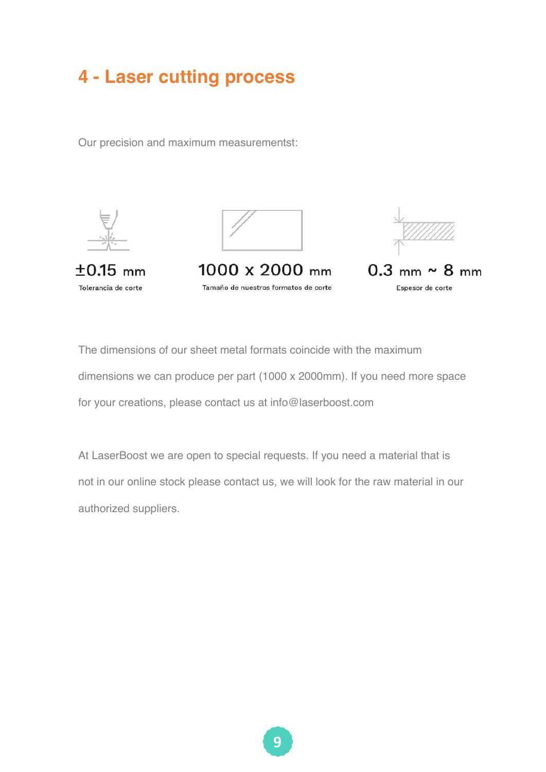# 4 - Laser cutting process

Our precision and maximum measurementst:

±0.15 mm
Tolerancia de corte

1000 x 2000 mm
Tamaño de nuestros formatos de corte

0.3 mm ~ 8 mm
Espesor de corte

The dimensions of our sheet metal formats coincide with the maximum dimensions we can produce per part (1000 x 2000mm). If you need more space for your creations, please contact us at info@laserboost.com

At LaserBoost we are open to special requests. If you need a material that is not in our online stock please contact us, we will look for the raw material in our authorized suppliers.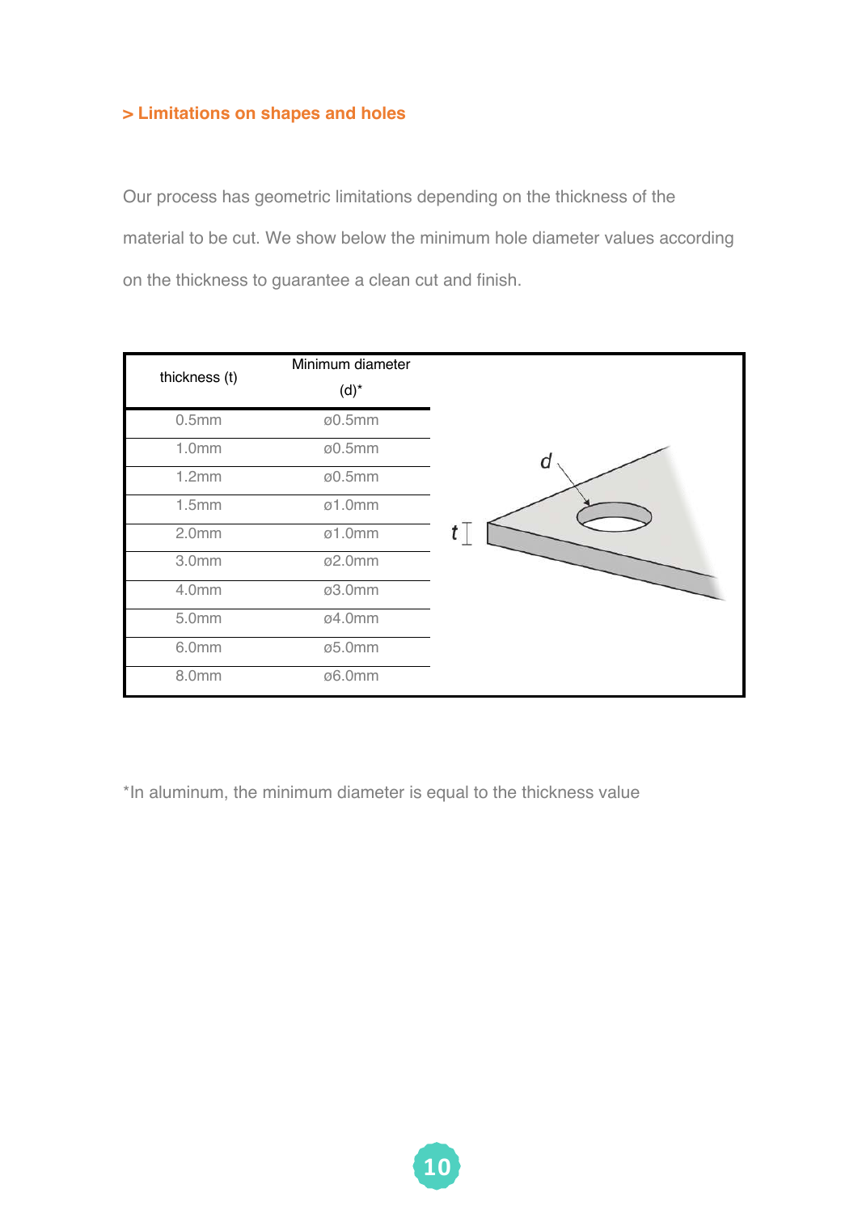### > Limitations on shapes and holes

Our process has geometric limitations depending on the thickness of the material to be cut. We show below the minimum hole diameter values according on the thickness to guarantee a clean cut and finish.

| thickness (t) | Minimum diameter (d)* |
|---|---|
| 0.5mm | ø0.5mm |
| 1.0mm | ø0.5mm |
| 1.2mm | ø0.5mm |
| 1.5mm | ø1.0mm |
| 2.0mm | ø1.0mm |
| 3.0mm | ø2.0mm |
| 4.0mm | ø3.0mm |
| 5.0mm | ø4.0mm |
| 6.0mm | ø5.0mm |
| 8.0mm | ø6.0mm |

*In aluminum, the minimum diameter is equal to the thickness value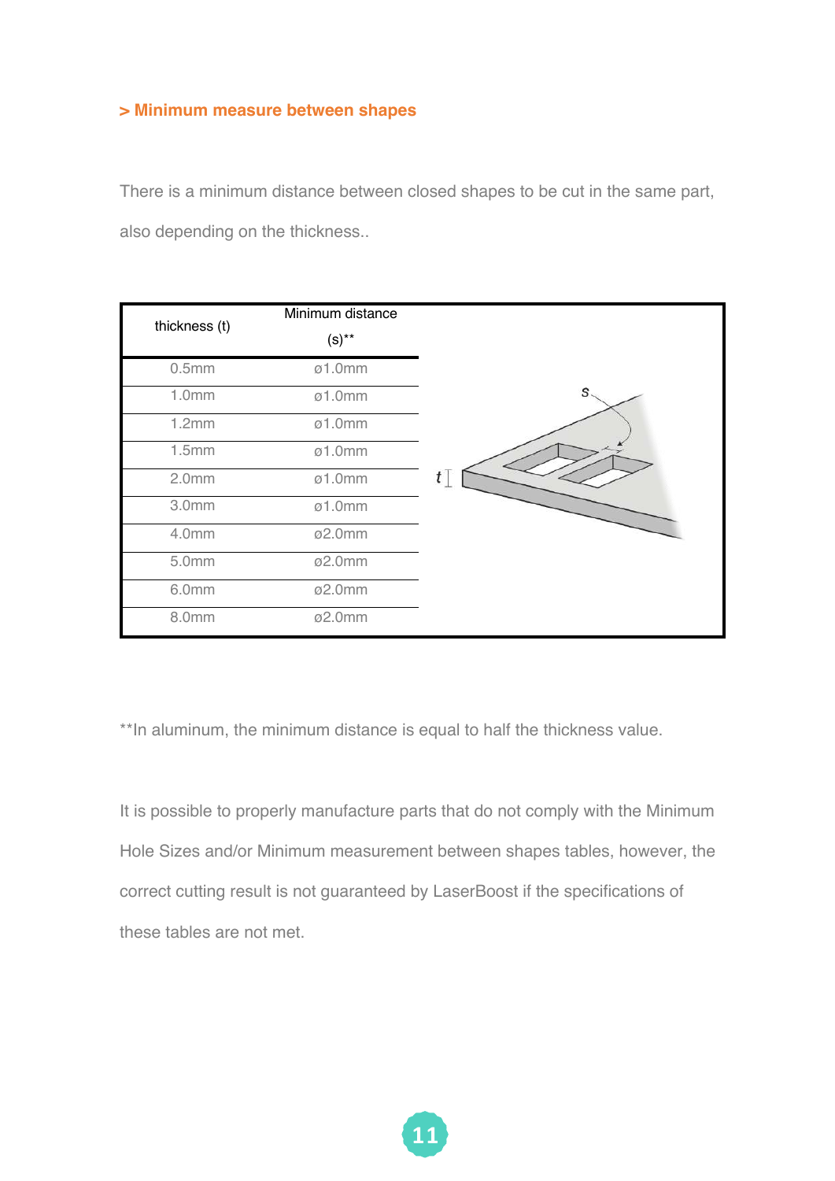### > Minimum measure between shapes

There is a minimum distance between closed shapes to be cut in the same part, also depending on the thickness..

| thickness (t) | Minimum distance (s)** |
|---|---|
| 0.5mm | ø1.0mm |
| 1.0mm | ø1.0mm |
| 1.2mm | ø1.0mm |
| 1.5mm | ø1.0mm |
| 2.0mm | ø1.0mm |
| 3.0mm | ø1.0mm |
| 4.0mm | ø2.0mm |
| 5.0mm | ø2.0mm |
| 6.0mm | ø2.0mm |
| 8.0mm | ø2.0mm |

**In aluminum, the minimum distance is equal to half the thickness value.

It is possible to properly manufacture parts that do not comply with the Minimum Hole Sizes and/or Minimum measurement between shapes tables, however, the correct cutting result is not guaranteed by LaserBoost if the specifications of these tables are not met.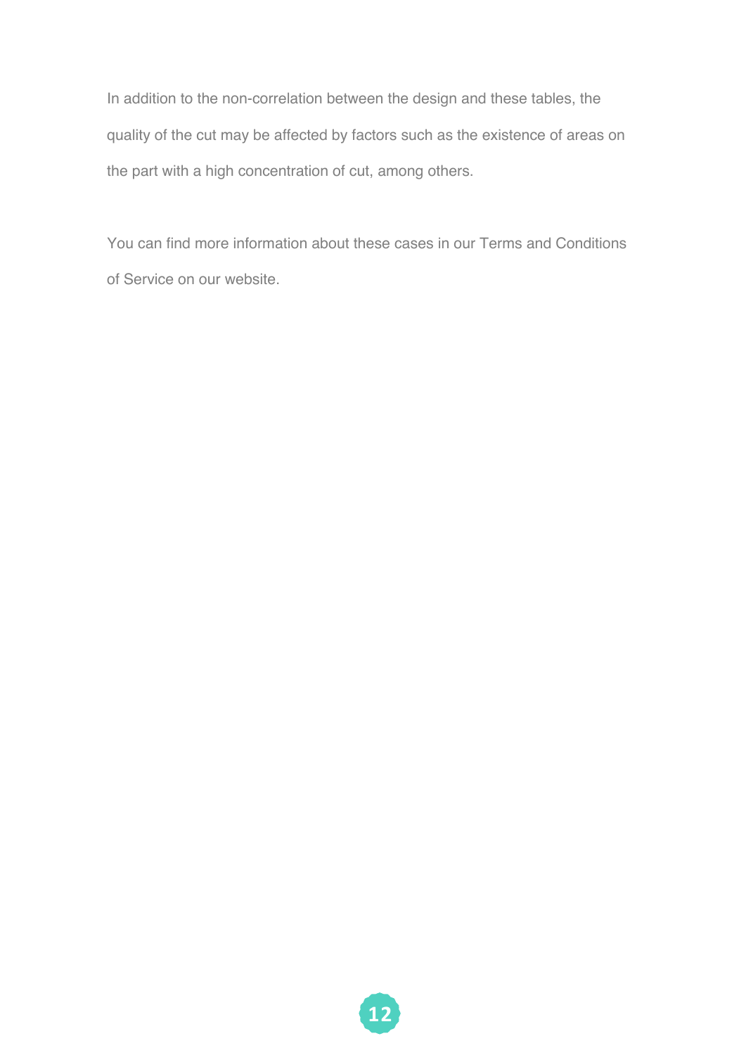In addition to the non-correlation between the design and these tables, the quality of the cut may be affected by factors such as the existence of areas on the part with a high concentration of cut, among others.

You can find more information about these cases in our Terms and Conditions of Service on our website.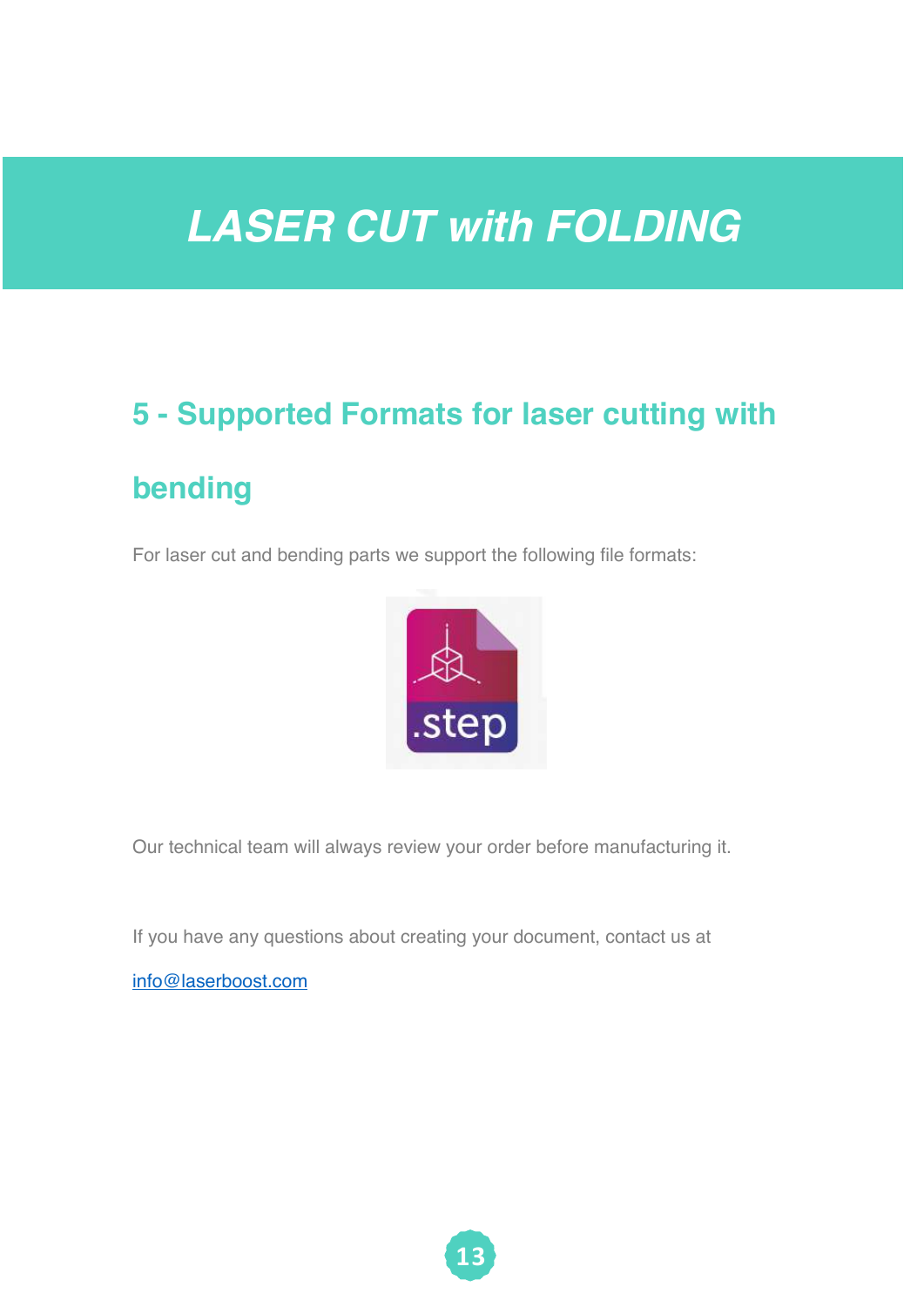# *LASER CUT with FOLDING*

## 5 - Supported Formats for laser cutting with bending

For laser cut and bending parts we support the following file formats:

.step

Our technical team will always review your order before manufacturing it.

If you have any questions about creating your document, contact us at

info@laserboost.com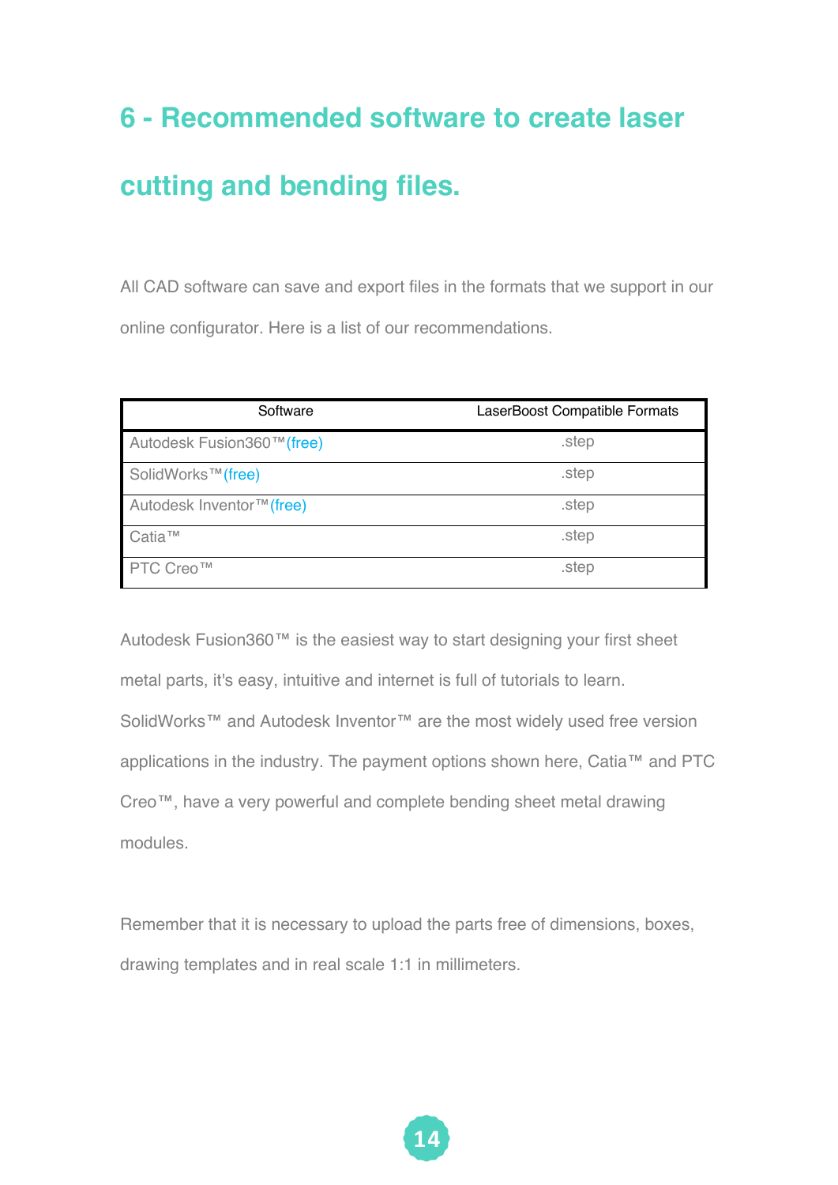## 6 - Recommended software to create laser cutting and bending files.

All CAD software can save and export files in the formats that we support in our online configurator. Here is a list of our recommendations.

| Software | LaserBoost Compatible Formats |
|---|---|
| Autodesk Fusion360™(free) | .step |
| SolidWorks™(free) | .step |
| Autodesk Inventor™(free) | .step |
| Catia™ | .step |
| PTC Creo™ | .step |

Autodesk Fusion360™ is the easiest way to start designing your first sheet metal parts, it's easy, intuitive and internet is full of tutorials to learn. SolidWorks™ and Autodesk Inventor™ are the most widely used free version applications in the industry. The payment options shown here, Catia™ and PTC Creo™, have a very powerful and complete bending sheet metal drawing modules.

Remember that it is necessary to upload the parts free of dimensions, boxes, drawing templates and in real scale 1:1 in millimeters.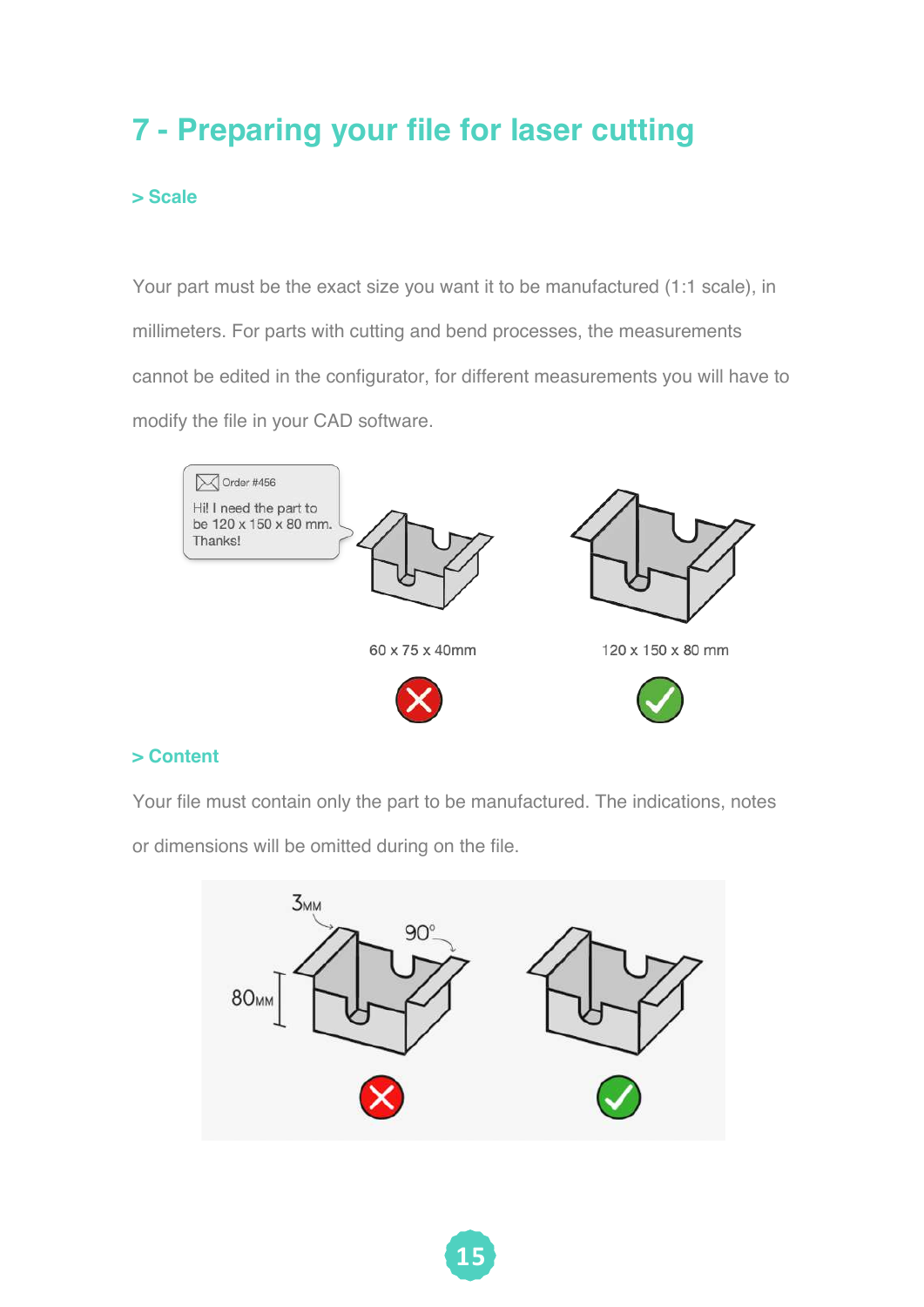# 7 - Preparing your file for laser cutting

## > Scale

Your part must be the exact size you want it to be manufactured (1:1 scale), in millimeters. For parts with cutting and bend processes, the measurements cannot be edited in the configurator, for different measurements you will have to modify the file in your CAD software.

Order #456

Hi! I need the part to be 120 x 150 x 80 mm. Thanks!

60 x 75 x 40mm

120 x 150 x 80 mm

## > Content

Your file must contain only the part to be manufactured. The indications, notes or dimensions will be omitted during on the file.

3MM

90°

80MM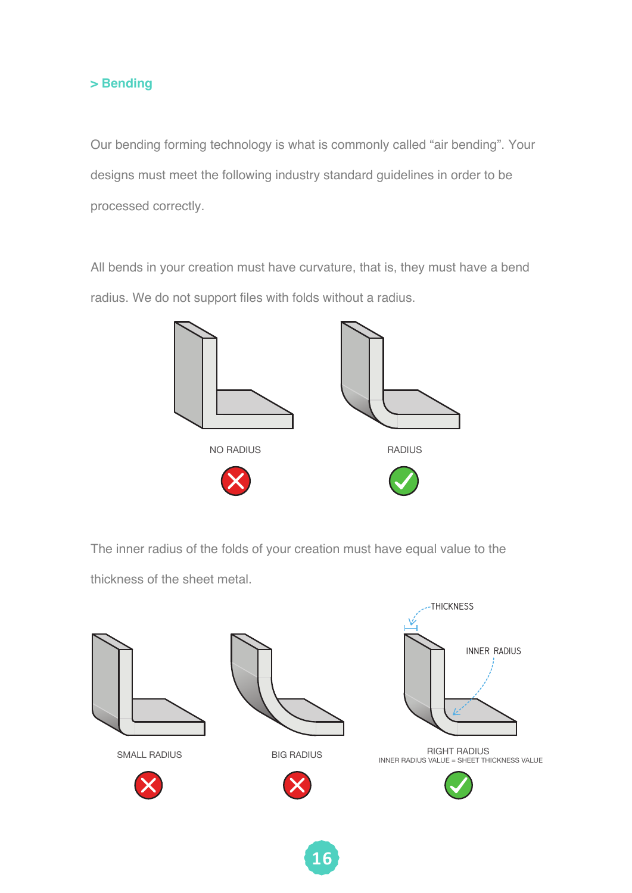## > Bending

Our bending forming technology is what is commonly called “air bending”. Your designs must meet the following industry standard guidelines in order to be processed correctly.

All bends in your creation must have curvature, that is, they must have a bend radius. We do not support files with folds without a radius.

NO RADIUS

RADIUS

The inner radius of the folds of your creation must have equal value to the thickness of the sheet metal.

THICKNESS

INNER RADIUS

SMALL RADIUS

BIG RADIUS

RIGHT RADIUS
INNER RADIUS VALUE = SHEET THICKNESS VALUE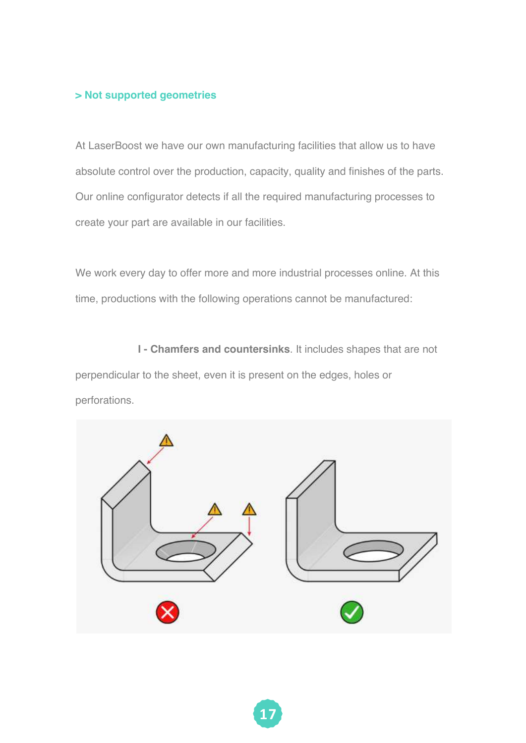### > Not supported geometries

At LaserBoost we have our own manufacturing facilities that allow us to have absolute control over the production, capacity, quality and finishes of the parts. Our online configurator detects if all the required manufacturing processes to create your part are available in our facilities.

We work every day to offer more and more industrial processes online. At this time, productions with the following operations cannot be manufactured:

**I - Chamfers and countersinks**. It includes shapes that are not perpendicular to the sheet, even it is present on the edges, holes or perforations.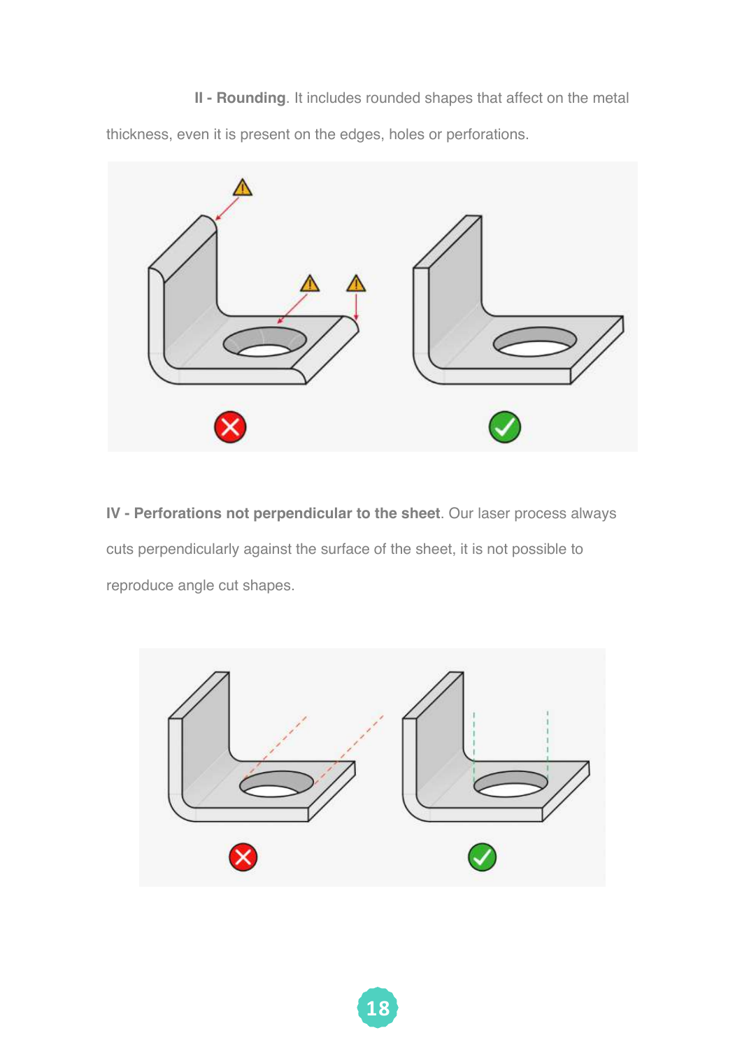**II - Rounding**. It includes rounded shapes that affect on the metal thickness, even it is present on the edges, holes or perforations.

**IV - Perforations not perpendicular to the sheet**. Our laser process always cuts perpendicularly against the surface of the sheet, it is not possible to reproduce angle cut shapes.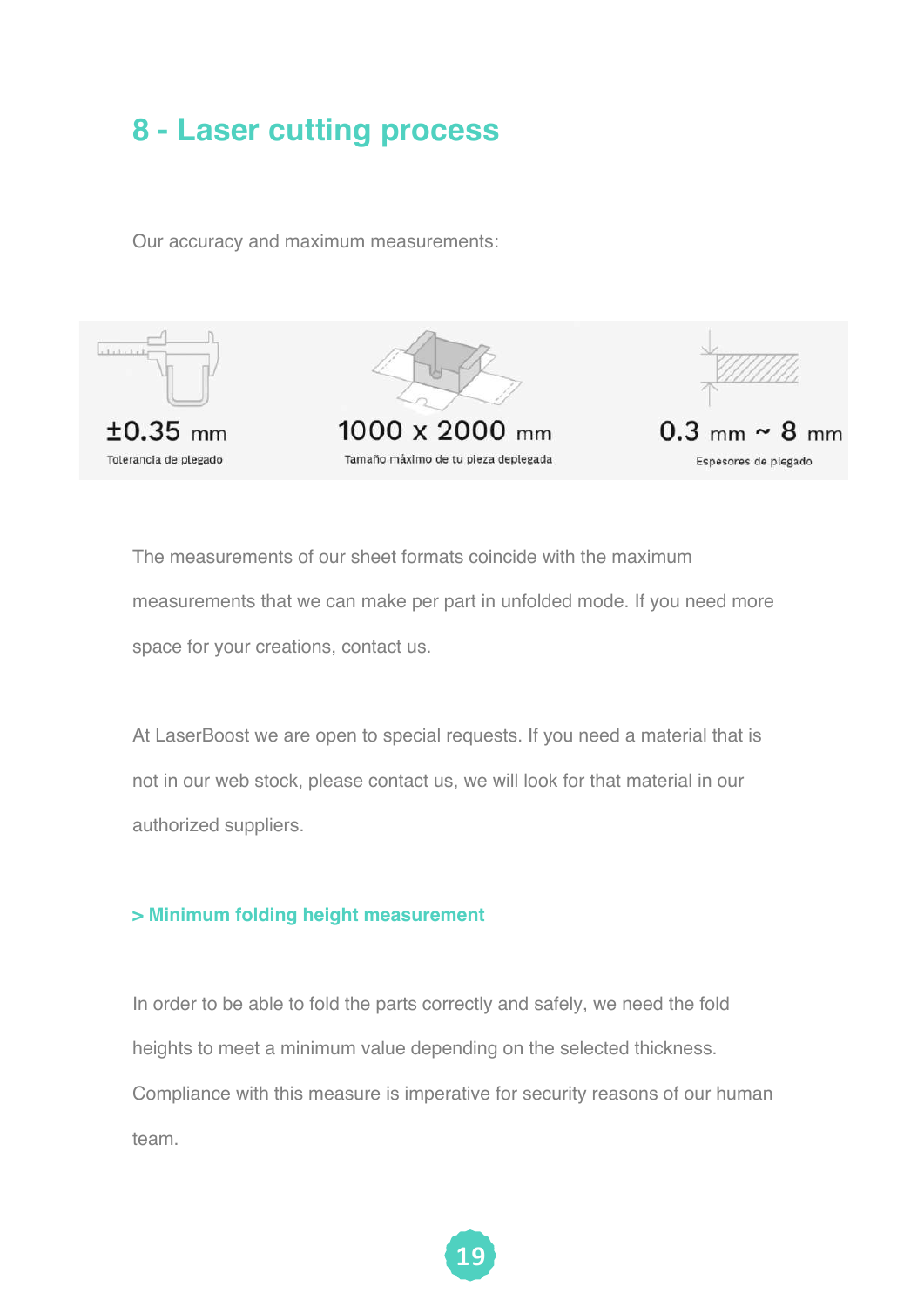## 8 - Laser cutting process

Our accuracy and maximum measurements:

±0.35 mm
Tolerancia de plegado

1000 x 2000 mm
Tamaño máximo de tu pieza deplegada

0.3 mm ~ 8 mm
Espesores de plegado

The measurements of our sheet formats coincide with the maximum measurements that we can make per part in unfolded mode. If you need more space for your creations, contact us.

At LaserBoost we are open to special requests. If you need a material that is not in our web stock, please contact us, we will look for that material in our authorized suppliers.

### > Minimum folding height measurement

In order to be able to fold the parts correctly and safely, we need the fold heights to meet a minimum value depending on the selected thickness. Compliance with this measure is imperative for security reasons of our human team.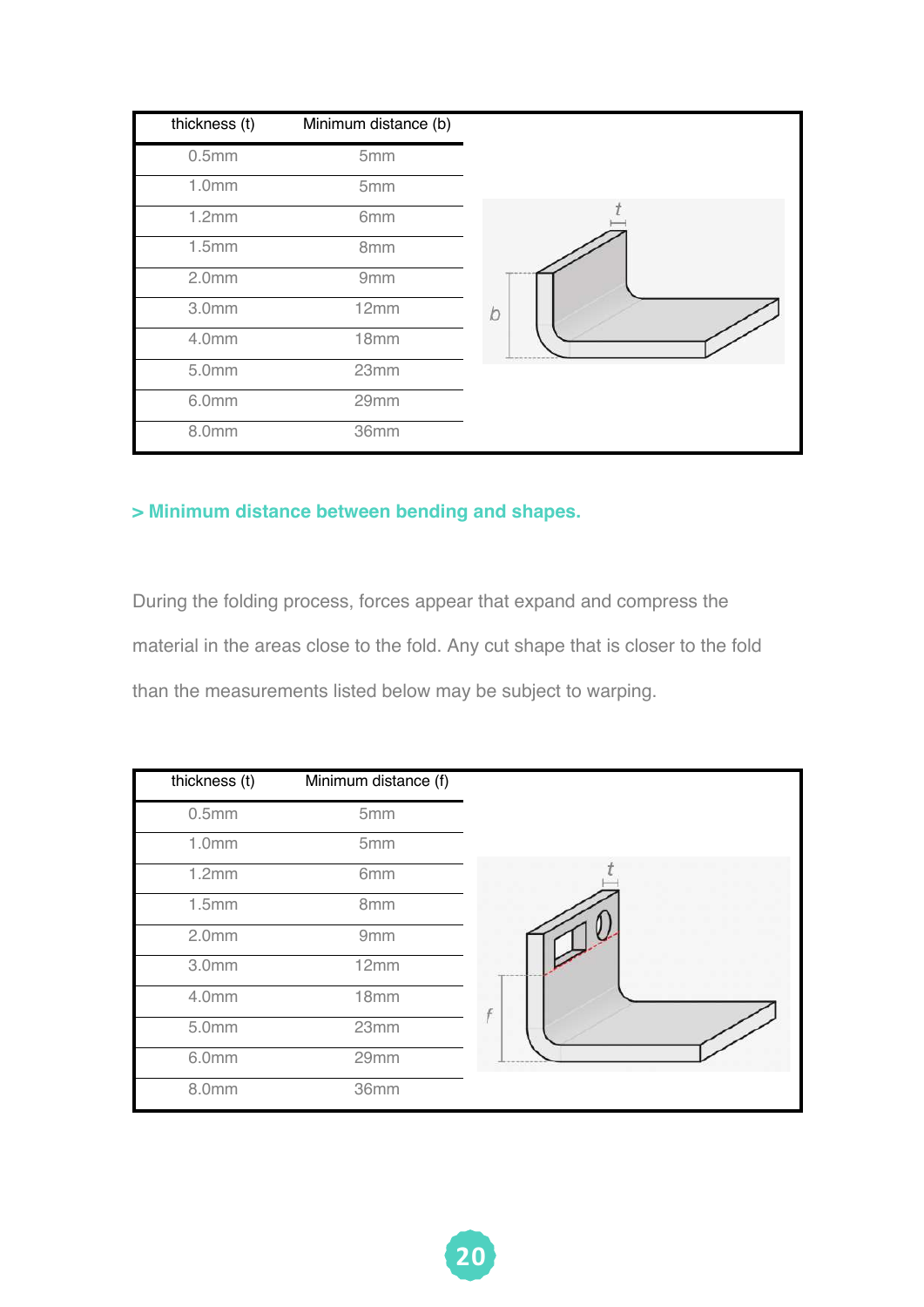| thickness (t) | Minimum distance (b) |
|---|---|
| 0.5mm | 5mm |
| 1.0mm | 5mm |
| 1.2mm | 6mm |
| 1.5mm | 8mm |
| 2.0mm | 9mm |
| 3.0mm | 12mm |
| 4.0mm | 18mm |
| 5.0mm | 23mm |
| 6.0mm | 29mm |
| 8.0mm | 36mm |

### > Minimum distance between bending and shapes.

During the folding process, forces appear that expand and compress the material in the areas close to the fold. Any cut shape that is closer to the fold than the measurements listed below may be subject to warping.

| thickness (t) | Minimum distance (f) |
|---|---|
| 0.5mm | 5mm |
| 1.0mm | 5mm |
| 1.2mm | 6mm |
| 1.5mm | 8mm |
| 2.0mm | 9mm |
| 3.0mm | 12mm |
| 4.0mm | 18mm |
| 5.0mm | 23mm |
| 6.0mm | 29mm |
| 8.0mm | 36mm |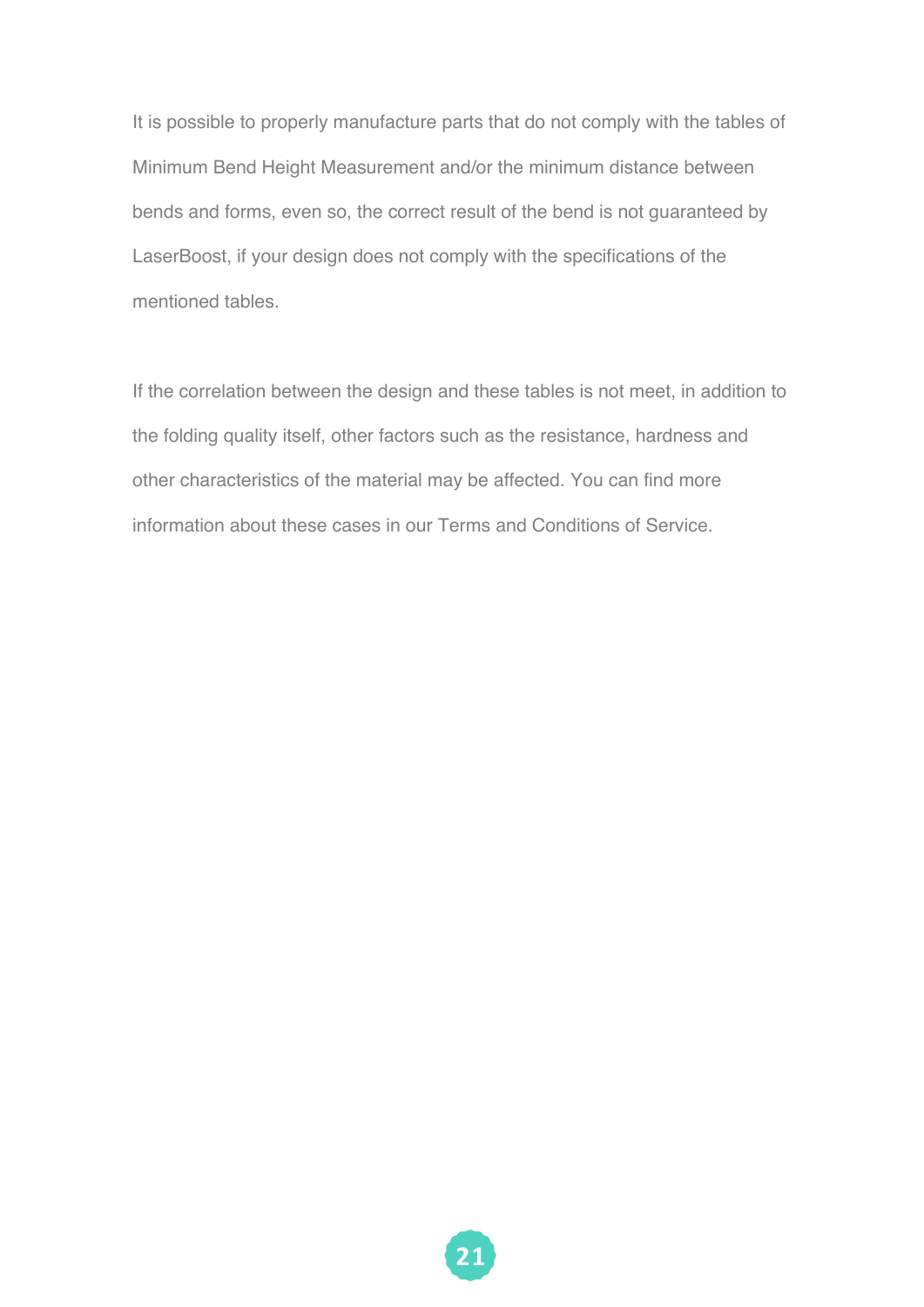It is possible to properly manufacture parts that do not comply with the tables of Minimum Bend Height Measurement and/or the minimum distance between bends and forms, even so, the correct result of the bend is not guaranteed by LaserBoost, if your design does not comply with the specifications of the mentioned tables.

If the correlation between the design and these tables is not meet, in addition to the folding quality itself, other factors such as the resistance, hardness and other characteristics of the material may be affected. You can find more information about these cases in our Terms and Conditions of Service.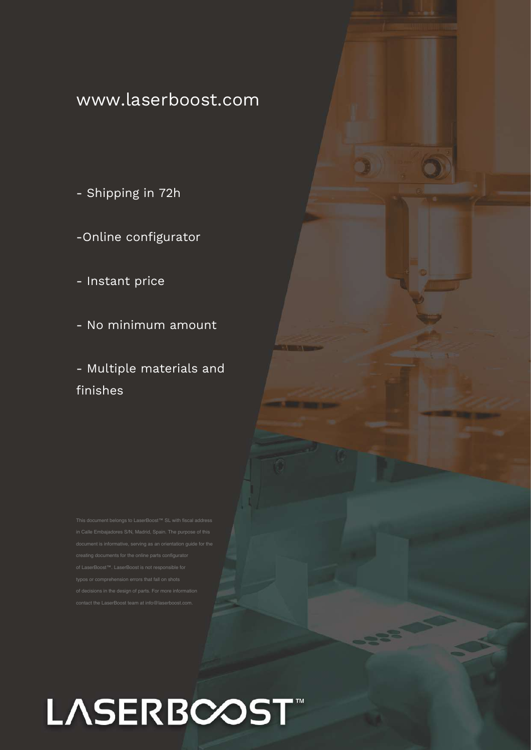www.laserboost.com

- Shipping in 72h

-Online configurator

- Instant price

- No minimum amount

- Multiple materials and finishes

This document belongs to LaserBoost™ SL with fiscal address in Calle Embajadores S/N, Madrid, Spain. The purpose of this document is informative, serving as an orientation guide for the creating documents for the online parts configurator of LaserBoost™. LaserBoost is not responsible for typos or comprehension errors that fall on shots of decisions in the design of parts. For more information contact the LaserBoost team at info@laserboost.com.

LASERBOOST™